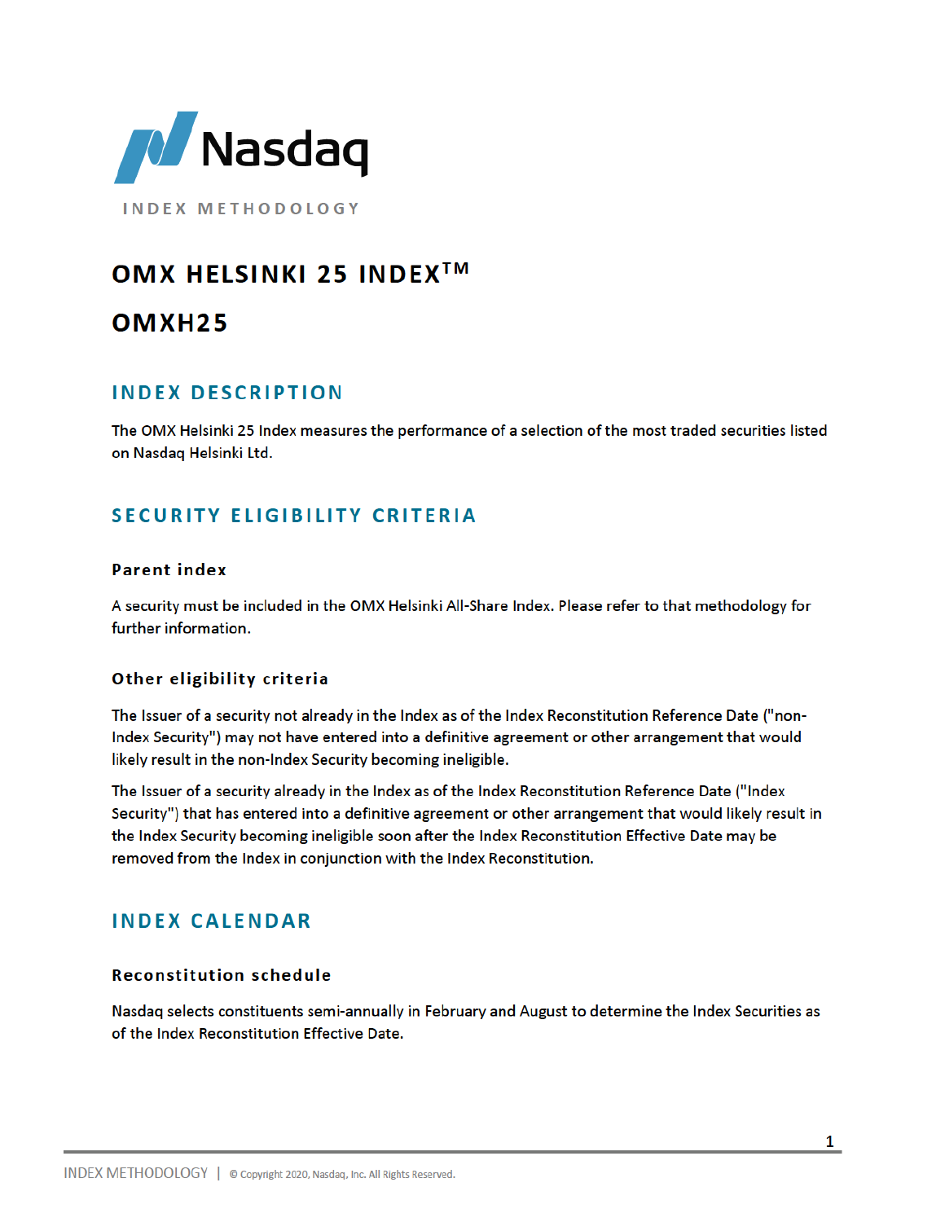Nasdaq

INDEX METHODOLOGY

# OMX HELSINKI 25 INDEX™

# OMXH25

## INDEX DESCRIPTION

The OMX Helsinki 25 Index measures the performance of a selection of the most traded securities listed on Nasdaq Helsinki Ltd.

## SECURITY ELIGIBILITY CRITERIA

### Parent index

A security must be included in the OMX Helsinki All-Share Index. Please refer to that methodology for further information.

### Other eligibility criteria

The Issuer of a security not already in the Index as of the Index Reconstitution Reference Date ("non-Index Security") may not have entered into a definitive agreement or other arrangement that would likely result in the non-Index Security becoming ineligible.

The Issuer of a security already in the Index as of the Index Reconstitution Reference Date ("Index Security") that has entered into a definitive agreement or other arrangement that would likely result in the Index Security becoming ineligible soon after the Index Reconstitution Effective Date may be removed from the Index in conjunction with the Index Reconstitution.

## INDEX CALENDAR

### Reconstitution schedule

Nasdaq selects constituents semi-annually in February and August to determine the Index Securities as of the Index Reconstitution Effective Date.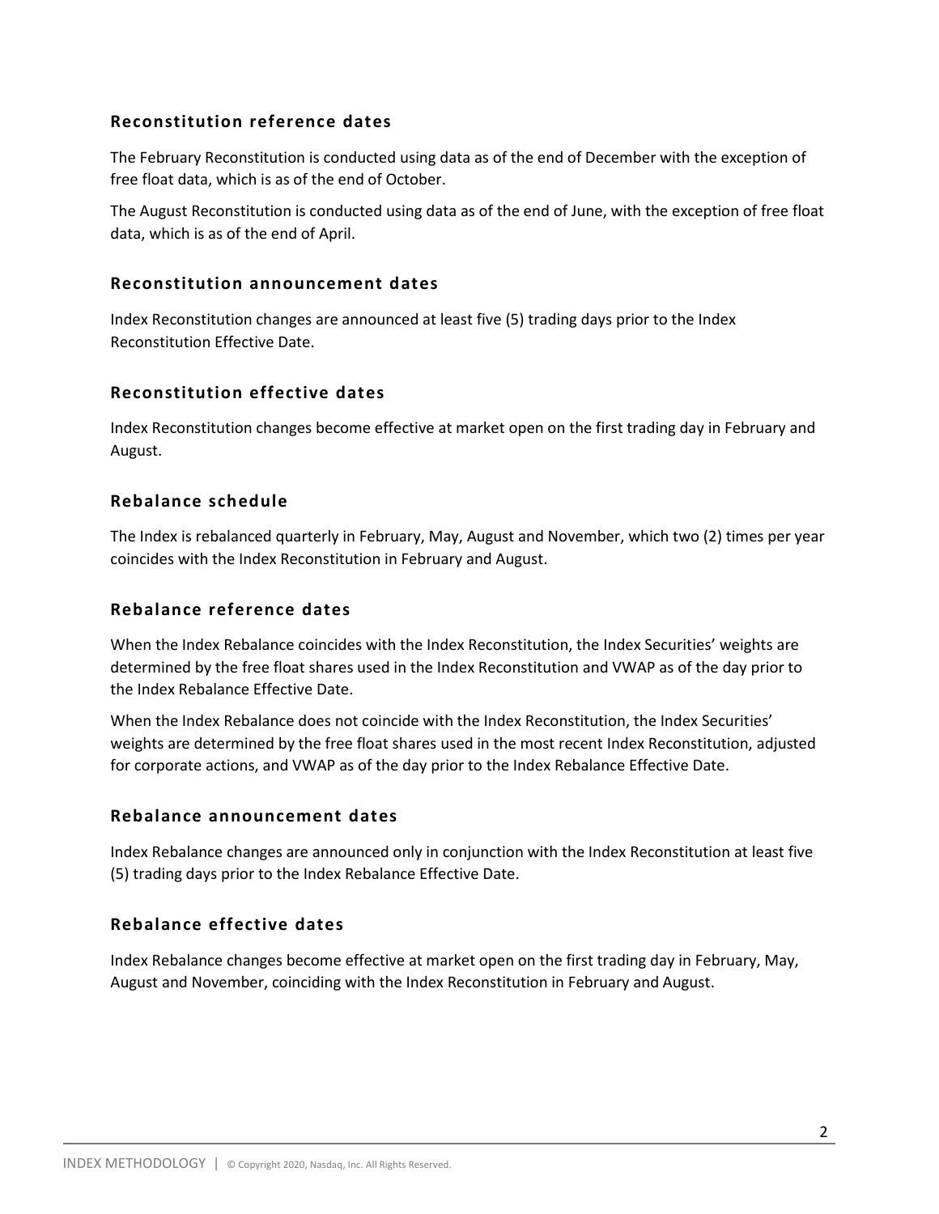### Reconstitution reference dates

The February Reconstitution is conducted using data as of the end of December with the exception of free float data, which is as of the end of October.

The August Reconstitution is conducted using data as of the end of June, with the exception of free float data, which is as of the end of April.

### Reconstitution announcement dates

Index Reconstitution changes are announced at least five (5) trading days prior to the Index Reconstitution Effective Date.

### Reconstitution effective dates

Index Reconstitution changes become effective at market open on the first trading day in February and August.

### Rebalance schedule

The Index is rebalanced quarterly in February, May, August and November, which two (2) times per year coincides with the Index Reconstitution in February and August.

### Rebalance reference dates

When the Index Rebalance coincides with the Index Reconstitution, the Index Securities' weights are determined by the free float shares used in the Index Reconstitution and VWAP as of the day prior to the Index Rebalance Effective Date.

When the Index Rebalance does not coincide with the Index Reconstitution, the Index Securities' weights are determined by the free float shares used in the most recent Index Reconstitution, adjusted for corporate actions, and VWAP as of the day prior to the Index Rebalance Effective Date.

### Rebalance announcement dates

Index Rebalance changes are announced only in conjunction with the Index Reconstitution at least five (5) trading days prior to the Index Rebalance Effective Date.

### Rebalance effective dates

Index Rebalance changes become effective at market open on the first trading day in February, May, August and November, coinciding with the Index Reconstitution in February and August.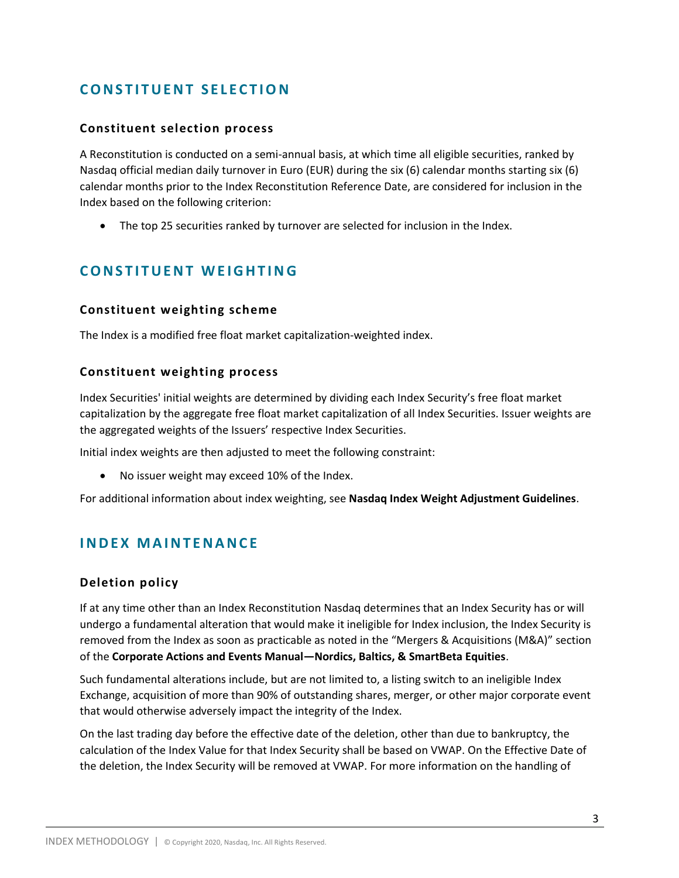## CONSTITUENT SELECTION

### Constituent selection process

A Reconstitution is conducted on a semi-annual basis, at which time all eligible securities, ranked by Nasdaq official median daily turnover in Euro (EUR) during the six (6) calendar months starting six (6) calendar months prior to the Index Reconstitution Reference Date, are considered for inclusion in the Index based on the following criterion:

- The top 25 securities ranked by turnover are selected for inclusion in the Index.

## CONSTITUENT WEIGHTING

### Constituent weighting scheme

The Index is a modified free float market capitalization-weighted index.

### Constituent weighting process

Index Securities' initial weights are determined by dividing each Index Security's free float market capitalization by the aggregate free float market capitalization of all Index Securities. Issuer weights are the aggregated weights of the Issuers' respective Index Securities.

Initial index weights are then adjusted to meet the following constraint:

- No issuer weight may exceed 10% of the Index.

For additional information about index weighting, see **Nasdaq Index Weight Adjustment Guidelines**.

## INDEX MAINTENANCE

### Deletion policy

If at any time other than an Index Reconstitution Nasdaq determines that an Index Security has or will undergo a fundamental alteration that would make it ineligible for Index inclusion, the Index Security is removed from the Index as soon as practicable as noted in the "Mergers & Acquisitions (M&A)" section of the **Corporate Actions and Events Manual—Nordics, Baltics, & SmartBeta Equities**.

Such fundamental alterations include, but are not limited to, a listing switch to an ineligible Index Exchange, acquisition of more than 90% of outstanding shares, merger, or other major corporate event that would otherwise adversely impact the integrity of the Index.

On the last trading day before the effective date of the deletion, other than due to bankruptcy, the calculation of the Index Value for that Index Security shall be based on VWAP. On the Effective Date of the deletion, the Index Security will be removed at VWAP. For more information on the handling of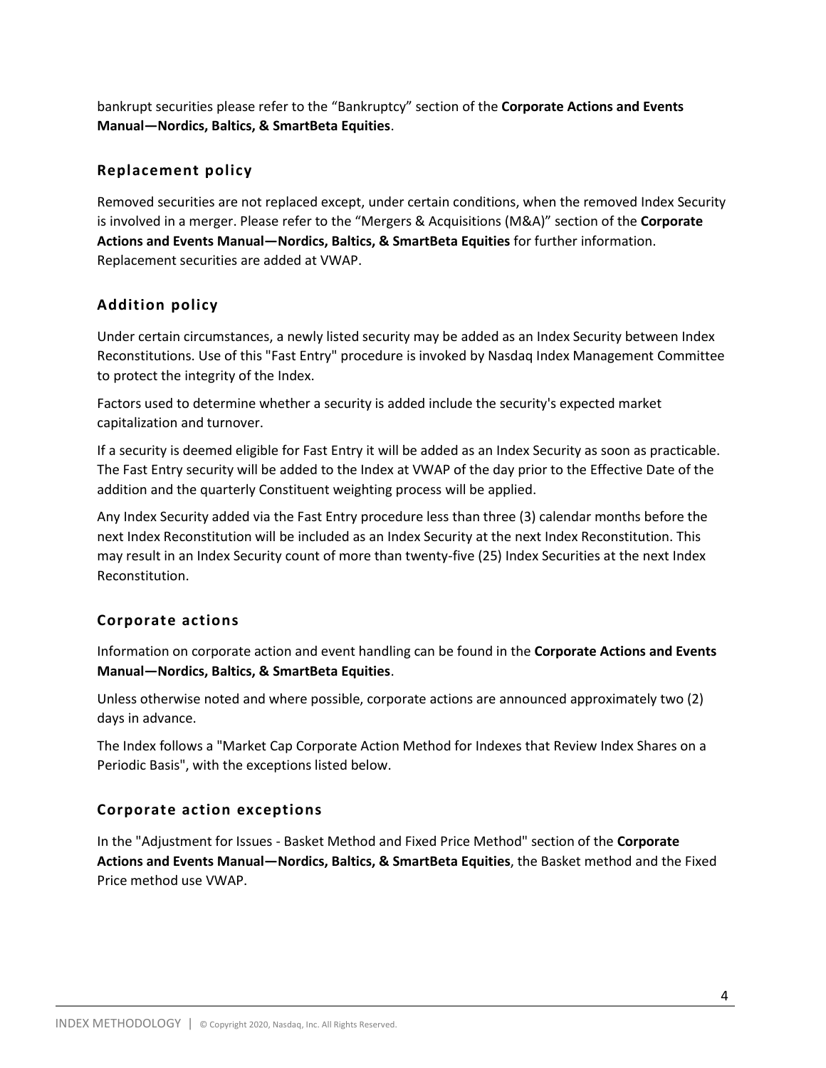bankrupt securities please refer to the “Bankruptcy” section of the **Corporate Actions and Events Manual—Nordics, Baltics, & SmartBeta Equities**.

## Replacement policy

Removed securities are not replaced except, under certain conditions, when the removed Index Security is involved in a merger. Please refer to the “Mergers & Acquisitions (M&A)” section of the **Corporate Actions and Events Manual—Nordics, Baltics, & SmartBeta Equities** for further information. Replacement securities are added at VWAP.

## Addition policy

Under certain circumstances, a newly listed security may be added as an Index Security between Index Reconstitutions. Use of this "Fast Entry" procedure is invoked by Nasdaq Index Management Committee to protect the integrity of the Index.

Factors used to determine whether a security is added include the security's expected market capitalization and turnover.

If a security is deemed eligible for Fast Entry it will be added as an Index Security as soon as practicable. The Fast Entry security will be added to the Index at VWAP of the day prior to the Effective Date of the addition and the quarterly Constituent weighting process will be applied.

Any Index Security added via the Fast Entry procedure less than three (3) calendar months before the next Index Reconstitution will be included as an Index Security at the next Index Reconstitution. This may result in an Index Security count of more than twenty-five (25) Index Securities at the next Index Reconstitution.

## Corporate actions

Information on corporate action and event handling can be found in the **Corporate Actions and Events Manual—Nordics, Baltics, & SmartBeta Equities**.

Unless otherwise noted and where possible, corporate actions are announced approximately two (2) days in advance.

The Index follows a "Market Cap Corporate Action Method for Indexes that Review Index Shares on a Periodic Basis", with the exceptions listed below.

## Corporate action exceptions

In the "Adjustment for Issues - Basket Method and Fixed Price Method" section of the **Corporate Actions and Events Manual—Nordics, Baltics, & SmartBeta Equities**, the Basket method and the Fixed Price method use VWAP.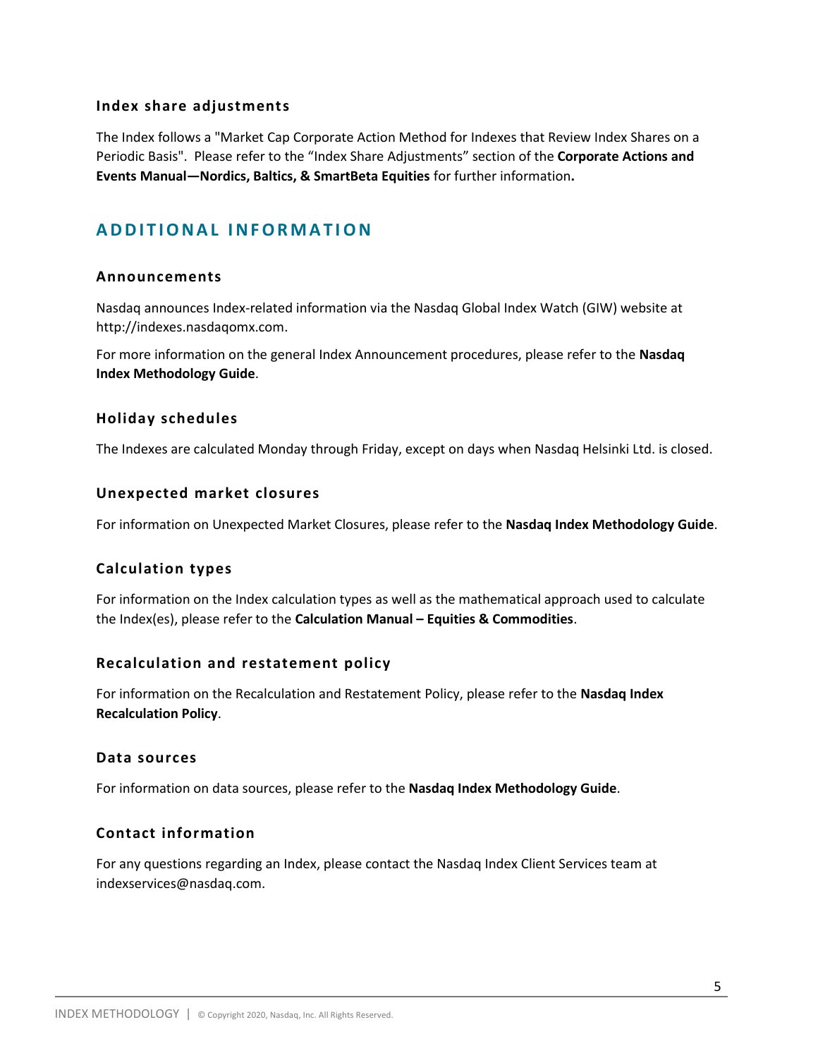### Index share adjustments

The Index follows a "Market Cap Corporate Action Method for Indexes that Review Index Shares on a Periodic Basis". Please refer to the "Index Share Adjustments" section of the **Corporate Actions and Events Manual—Nordics, Baltics, & SmartBeta Equities** for further information**.**

## ADDITIONAL INFORMATION

### Announcements

Nasdaq announces Index-related information via the Nasdaq Global Index Watch (GIW) website at http://indexes.nasdaqomx.com.

For more information on the general Index Announcement procedures, please refer to the **Nasdaq Index Methodology Guide**.

### Holiday schedules

The Indexes are calculated Monday through Friday, except on days when Nasdaq Helsinki Ltd. is closed.

### Unexpected market closures

For information on Unexpected Market Closures, please refer to the **Nasdaq Index Methodology Guide**.

### Calculation types

For information on the Index calculation types as well as the mathematical approach used to calculate the Index(es), please refer to the **Calculation Manual – Equities & Commodities**.

### Recalculation and restatement policy

For information on the Recalculation and Restatement Policy, please refer to the **Nasdaq Index Recalculation Policy**.

### Data sources

For information on data sources, please refer to the **Nasdaq Index Methodology Guide**.

### Contact information

For any questions regarding an Index, please contact the Nasdaq Index Client Services team at indexservices@nasdaq.com.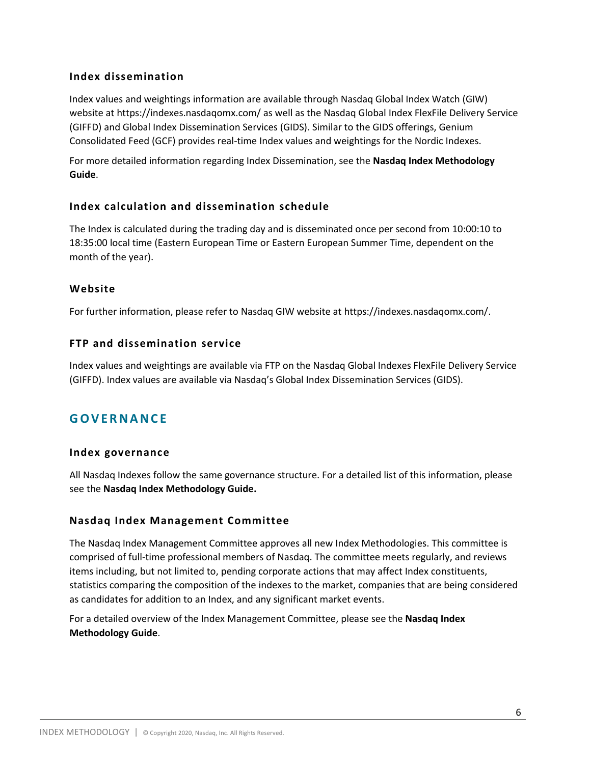### Index dissemination

Index values and weightings information are available through Nasdaq Global Index Watch (GIW) website at https://indexes.nasdaqomx.com/ as well as the Nasdaq Global Index FlexFile Delivery Service (GIFFD) and Global Index Dissemination Services (GIDS). Similar to the GIDS offerings, Genium Consolidated Feed (GCF) provides real-time Index values and weightings for the Nordic Indexes.

For more detailed information regarding Index Dissemination, see the **Nasdaq Index Methodology Guide**.

### Index calculation and dissemination schedule

The Index is calculated during the trading day and is disseminated once per second from 10:00:10 to 18:35:00 local time (Eastern European Time or Eastern European Summer Time, dependent on the month of the year).

### Website

For further information, please refer to Nasdaq GIW website at https://indexes.nasdaqomx.com/.

### FTP and dissemination service

Index values and weightings are available via FTP on the Nasdaq Global Indexes FlexFile Delivery Service (GIFFD). Index values are available via Nasdaq's Global Index Dissemination Services (GIDS).

## GOVERNANCE

### Index governance

All Nasdaq Indexes follow the same governance structure. For a detailed list of this information, please see the **Nasdaq Index Methodology Guide.**

### Nasdaq Index Management Committee

The Nasdaq Index Management Committee approves all new Index Methodologies. This committee is comprised of full-time professional members of Nasdaq. The committee meets regularly, and reviews items including, but not limited to, pending corporate actions that may affect Index constituents, statistics comparing the composition of the indexes to the market, companies that are being considered as candidates for addition to an Index, and any significant market events.

For a detailed overview of the Index Management Committee, please see the **Nasdaq Index Methodology Guide**.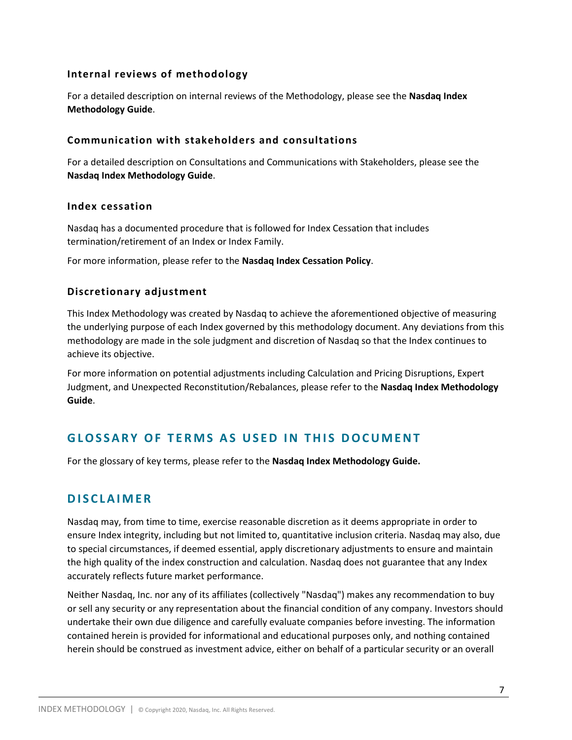### Internal reviews of methodology

For a detailed description on internal reviews of the Methodology, please see the **Nasdaq Index Methodology Guide**.

### Communication with stakeholders and consultations

For a detailed description on Consultations and Communications with Stakeholders, please see the **Nasdaq Index Methodology Guide**.

### Index cessation

Nasdaq has a documented procedure that is followed for Index Cessation that includes termination/retirement of an Index or Index Family.

For more information, please refer to the **Nasdaq Index Cessation Policy**.

### Discretionary adjustment

This Index Methodology was created by Nasdaq to achieve the aforementioned objective of measuring the underlying purpose of each Index governed by this methodology document. Any deviations from this methodology are made in the sole judgment and discretion of Nasdaq so that the Index continues to achieve its objective.

For more information on potential adjustments including Calculation and Pricing Disruptions, Expert Judgment, and Unexpected Reconstitution/Rebalances, please refer to the **Nasdaq Index Methodology Guide**.

## GLOSSARY OF TERMS AS USED IN THIS DOCUMENT

For the glossary of key terms, please refer to the **Nasdaq Index Methodology Guide.**

## DISCLAIMER

Nasdaq may, from time to time, exercise reasonable discretion as it deems appropriate in order to ensure Index integrity, including but not limited to, quantitative inclusion criteria. Nasdaq may also, due to special circumstances, if deemed essential, apply discretionary adjustments to ensure and maintain the high quality of the index construction and calculation. Nasdaq does not guarantee that any Index accurately reflects future market performance.

Neither Nasdaq, Inc. nor any of its affiliates (collectively "Nasdaq") makes any recommendation to buy or sell any security or any representation about the financial condition of any company. Investors should undertake their own due diligence and carefully evaluate companies before investing. The information contained herein is provided for informational and educational purposes only, and nothing contained herein should be construed as investment advice, either on behalf of a particular security or an overall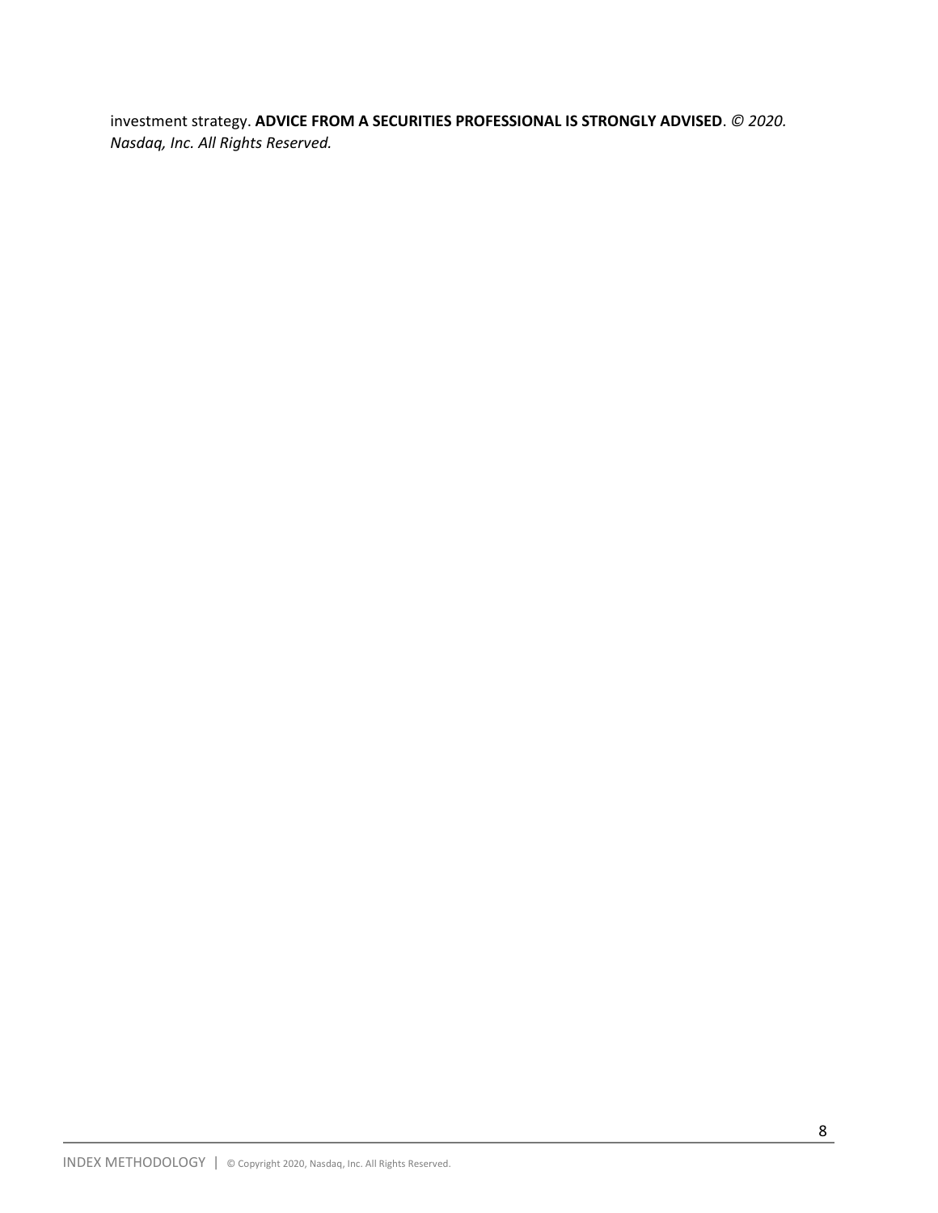investment strategy. **ADVICE FROM A SECURITIES PROFESSIONAL IS STRONGLY ADVISED**. *© 2020. Nasdaq, Inc. All Rights Reserved.*